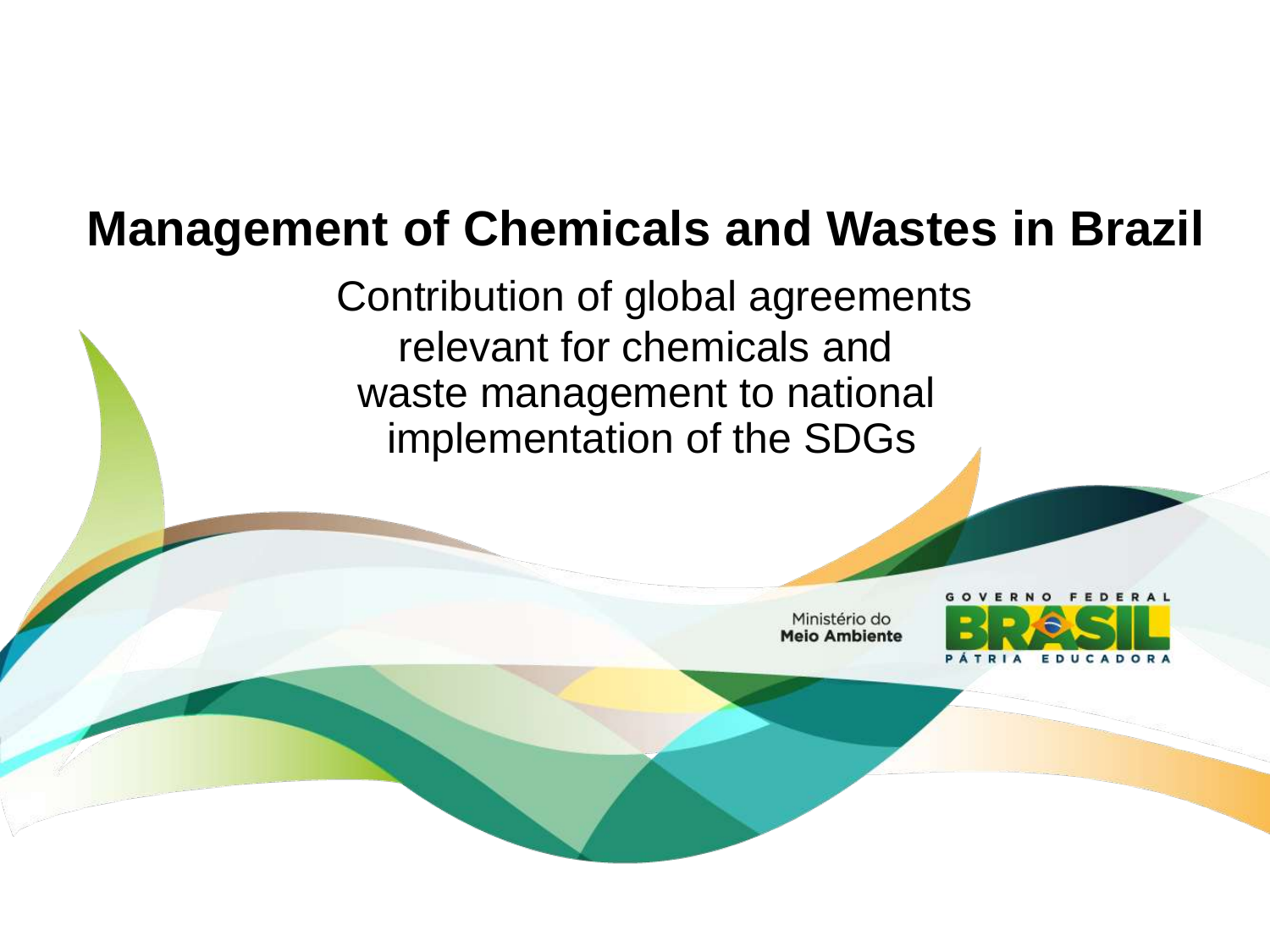# Management of Chemicals and Wastes in Brazil

Contribution of global agreements relevant for chemicals and waste management to national implementation of the SDGs

Ministério do **Meio Ambiente**

GOVERNO FEDERAL

BRASIL

PÁTRIA EDUCADORA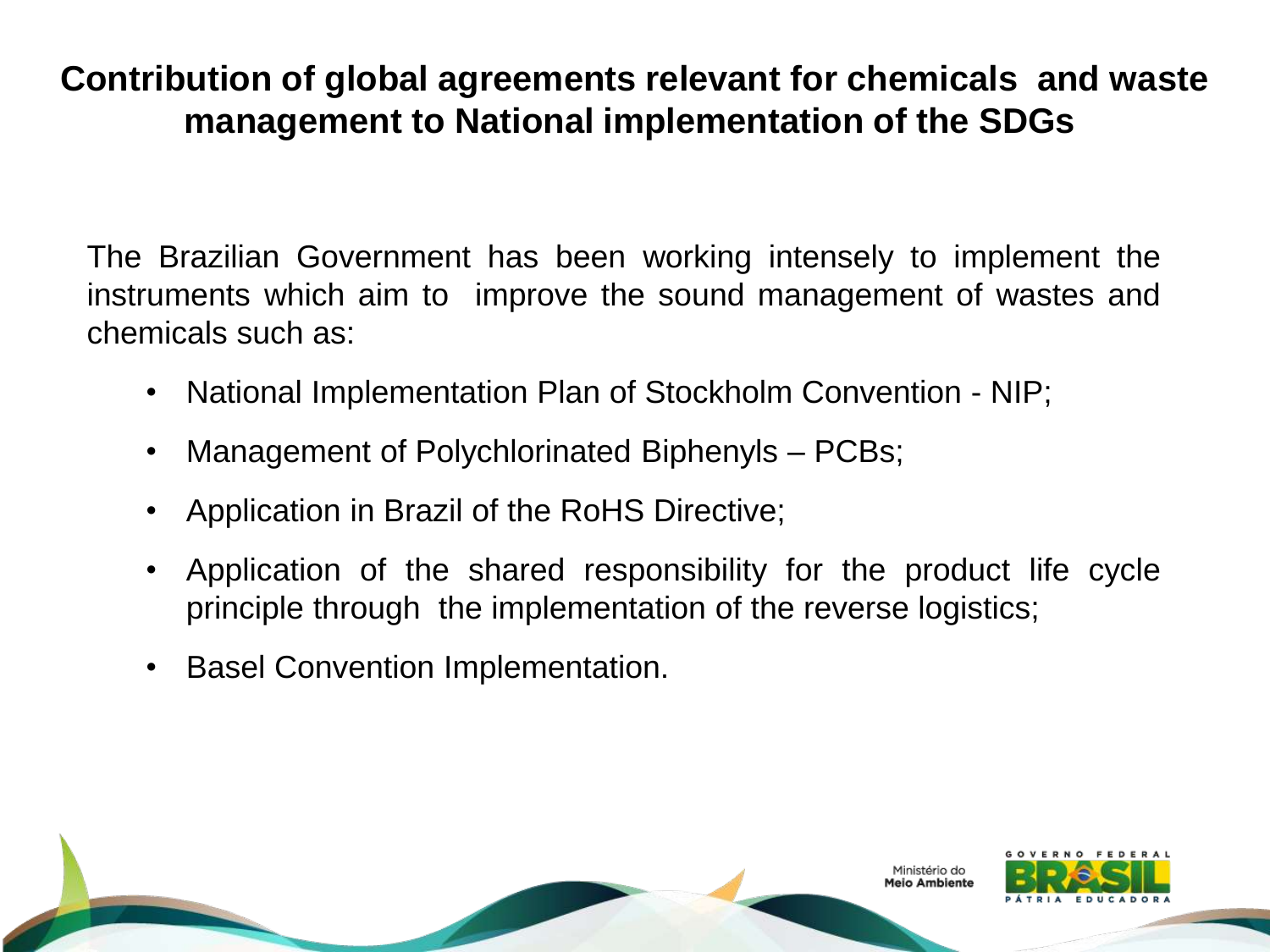# Contribution of global agreements relevant for chemicals and waste management to National implementation of the SDGs

The Brazilian Government has been working intensely to implement the instruments which aim to improve the sound management of wastes and chemicals such as:

- National Implementation Plan of Stockholm Convention - NIP;
- Management of Polychlorinated Biphenyls – PCBs;
- Application in Brazil of the RoHS Directive;
- Application of the shared responsibility for the product life cycle principle through the implementation of the reverse logistics;
- Basel Convention Implementation.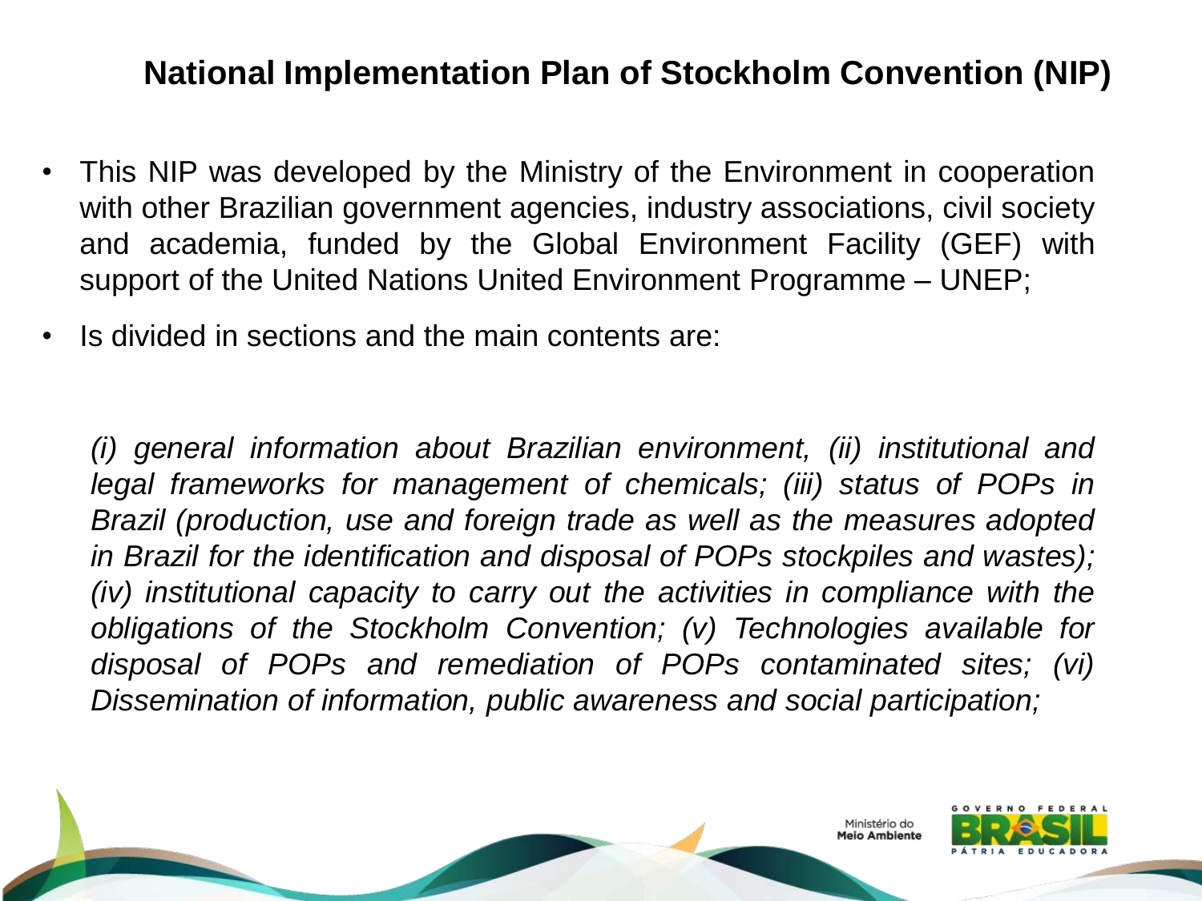## National Implementation Plan of Stockholm Convention (NIP)

- This NIP was developed by the Ministry of the Environment in cooperation with other Brazilian government agencies, industry associations, civil society and academia, funded by the Global Environment Facility (GEF) with support of the United Nations United Environment Programme – UNEP;
- Is divided in sections and the main contents are:

*(i) general information about Brazilian environment, (ii) institutional and legal frameworks for management of chemicals; (iii) status of POPs in Brazil (production, use and foreign trade as well as the measures adopted in Brazil for the identification and disposal of POPs stockpiles and wastes); (iv) institutional capacity to carry out the activities in compliance with the obligations of the Stockholm Convention; (v) Technologies available for disposal of POPs and remediation of POPs contaminated sites; (vi) Dissemination of information, public awareness and social participation;*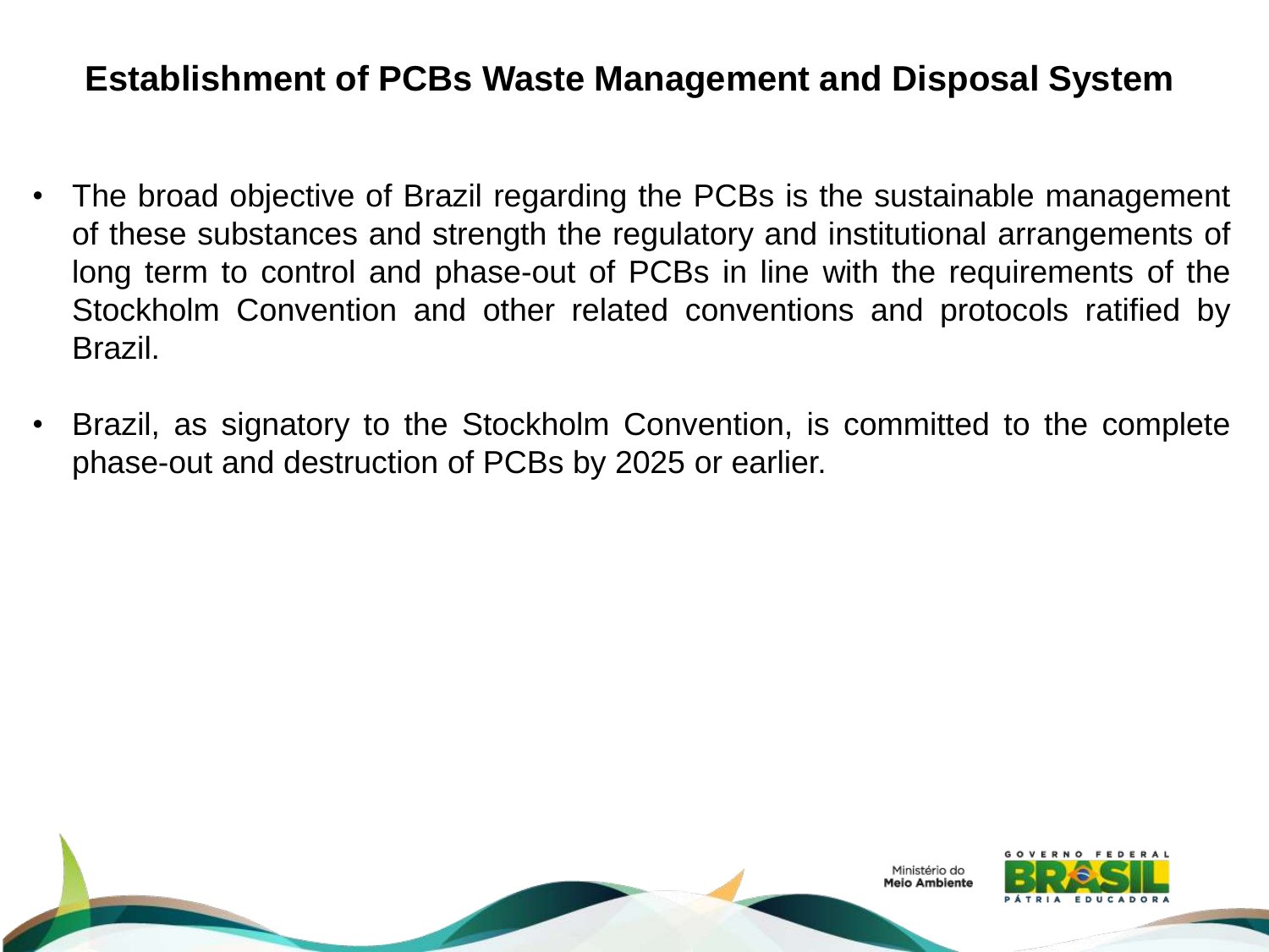## Establishment of PCBs Waste Management and Disposal System

- The broad objective of Brazil regarding the PCBs is the sustainable management of these substances and strength the regulatory and institutional arrangements of long term to control and phase-out of PCBs in line with the requirements of the Stockholm Convention and other related conventions and protocols ratified by Brazil.
- Brazil, as signatory to the Stockholm Convention, is committed to the complete phase-out and destruction of PCBs by 2025 or earlier.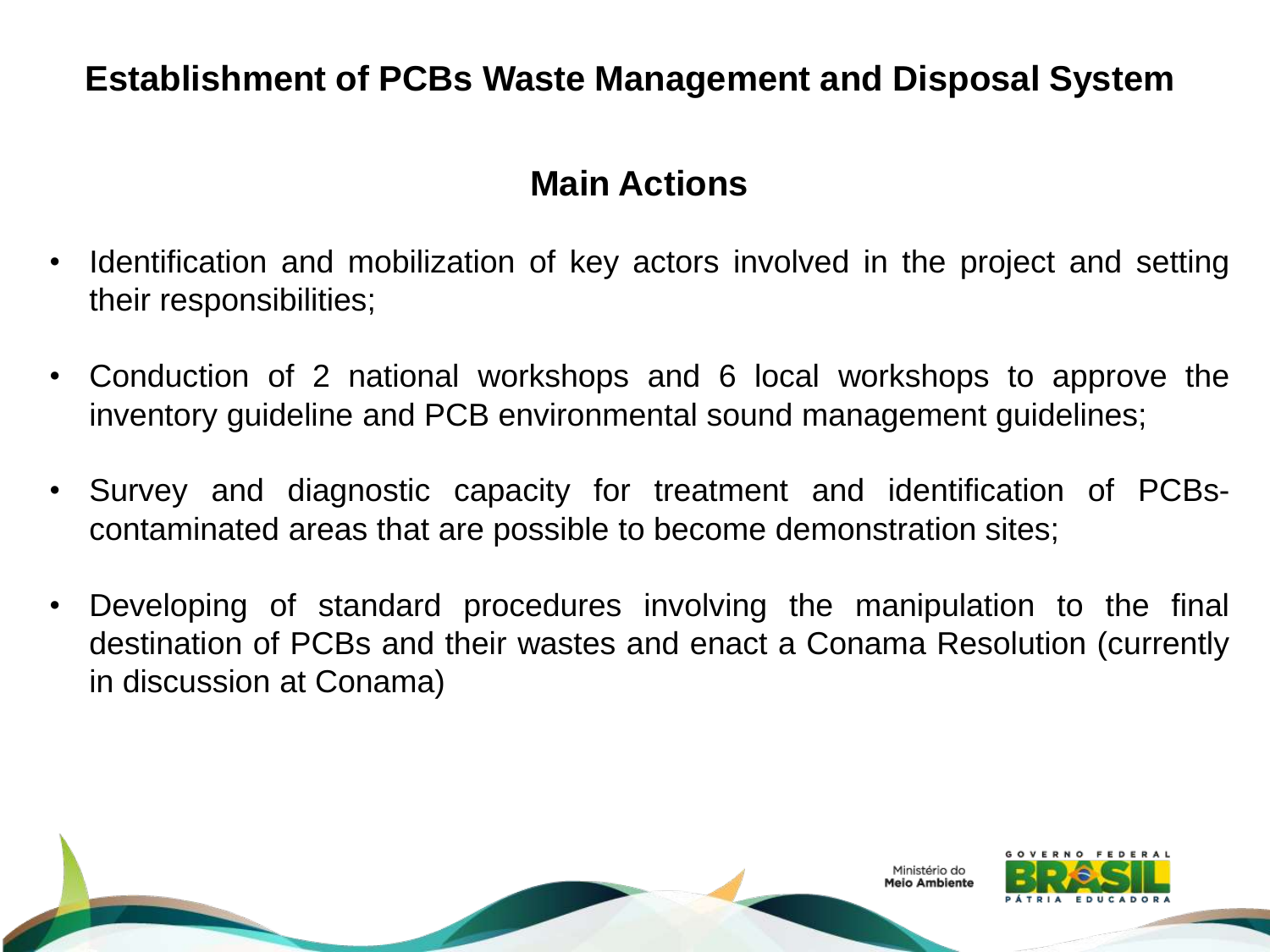# Establishment of PCBs Waste Management and Disposal System

## Main Actions

- Identification and mobilization of key actors involved in the project and setting their responsibilities;
- Conduction of 2 national workshops and 6 local workshops to approve the inventory guideline and PCB environmental sound management guidelines;
- Survey and diagnostic capacity for treatment and identification of PCBs-contaminated areas that are possible to become demonstration sites;
- Developing of standard procedures involving the manipulation to the final destination of PCBs and their wastes and enact a Conama Resolution (currently in discussion at Conama)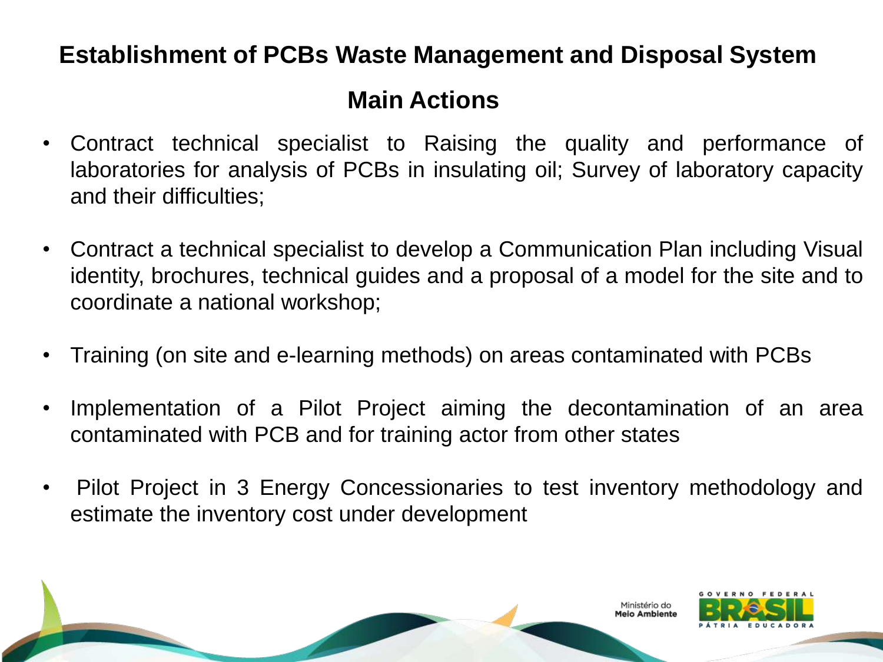## Establishment of PCBs Waste Management and Disposal System

### Main Actions

- Contract technical specialist to Raising the quality and performance of laboratories for analysis of PCBs in insulating oil; Survey of laboratory capacity and their difficulties;
- Contract a technical specialist to develop a Communication Plan including Visual identity, brochures, technical guides and a proposal of a model for the site and to coordinate a national workshop;
- Training (on site and e-learning methods) on areas contaminated with PCBs
- Implementation of a Pilot Project aiming the decontamination of an area contaminated with PCB and for training actor from other states
- Pilot Project in 3 Energy Concessionaries to test inventory methodology and estimate the inventory cost under development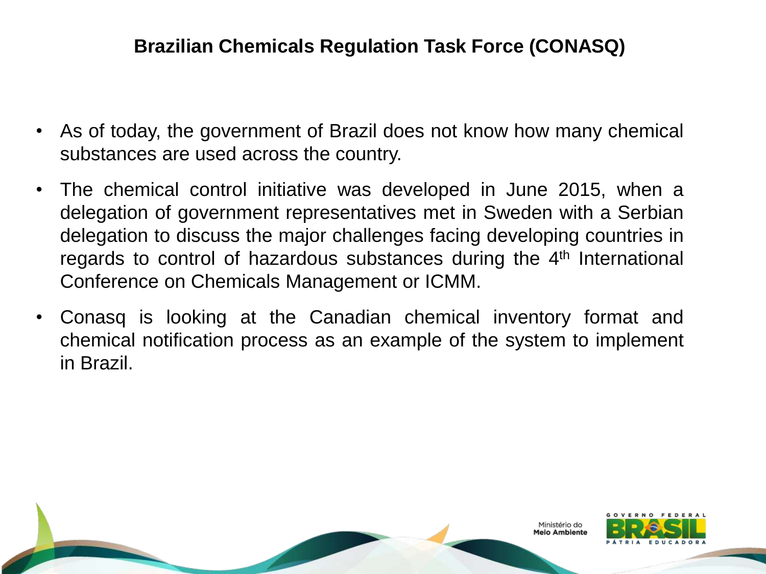## Brazilian Chemicals Regulation Task Force (CONASQ)

- As of today, the government of Brazil does not know how many chemical substances are used across the country.
- The chemical control initiative was developed in June 2015, when a delegation of government representatives met in Sweden with a Serbian delegation to discuss the major challenges facing developing countries in regards to control of hazardous substances during the 4th International Conference on Chemicals Management or ICMM.
- Conasq is looking at the Canadian chemical inventory format and chemical notification process as an example of the system to implement in Brazil.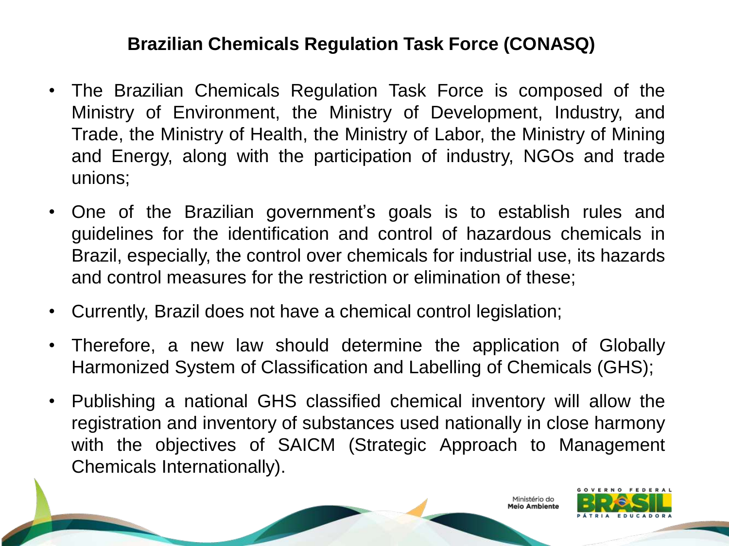# Brazilian Chemicals Regulation Task Force (CONASQ)

- The Brazilian Chemicals Regulation Task Force is composed of the Ministry of Environment, the Ministry of Development, Industry, and Trade, the Ministry of Health, the Ministry of Labor, the Ministry of Mining and Energy, along with the participation of industry, NGOs and trade unions;
- One of the Brazilian government's goals is to establish rules and guidelines for the identification and control of hazardous chemicals in Brazil, especially, the control over chemicals for industrial use, its hazards and control measures for the restriction or elimination of these;
- Currently, Brazil does not have a chemical control legislation;
- Therefore, a new law should determine the application of Globally Harmonized System of Classification and Labelling of Chemicals (GHS);
- Publishing a national GHS classified chemical inventory will allow the registration and inventory of substances used nationally in close harmony with the objectives of SAICM (Strategic Approach to Management Chemicals Internationally).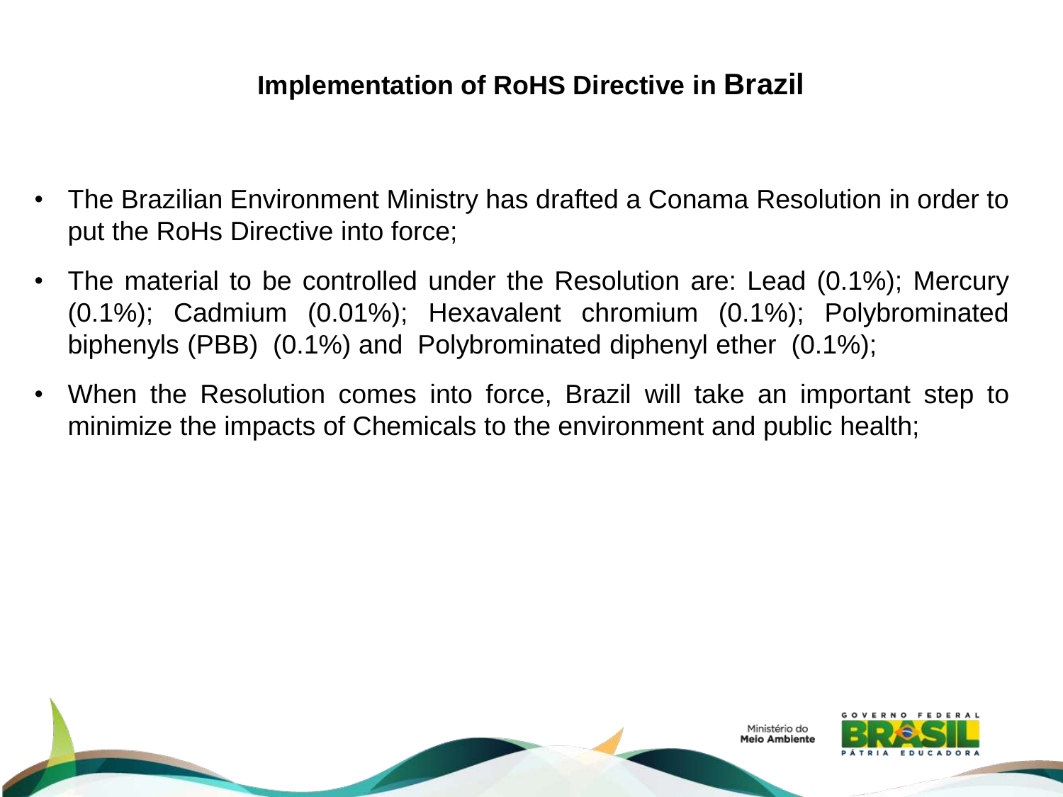## Implementation of RoHS Directive in Brazil

- The Brazilian Environment Ministry has drafted a Conama Resolution in order to put the RoHs Directive into force;
- The material to be controlled under the Resolution are: Lead (0.1%); Mercury (0.1%); Cadmium (0.01%); Hexavalent chromium (0.1%); Polybrominated biphenyls (PBB) (0.1%) and Polybrominated diphenyl ether (0.1%);
- When the Resolution comes into force, Brazil will take an important step to minimize the impacts of Chemicals to the environment and public health;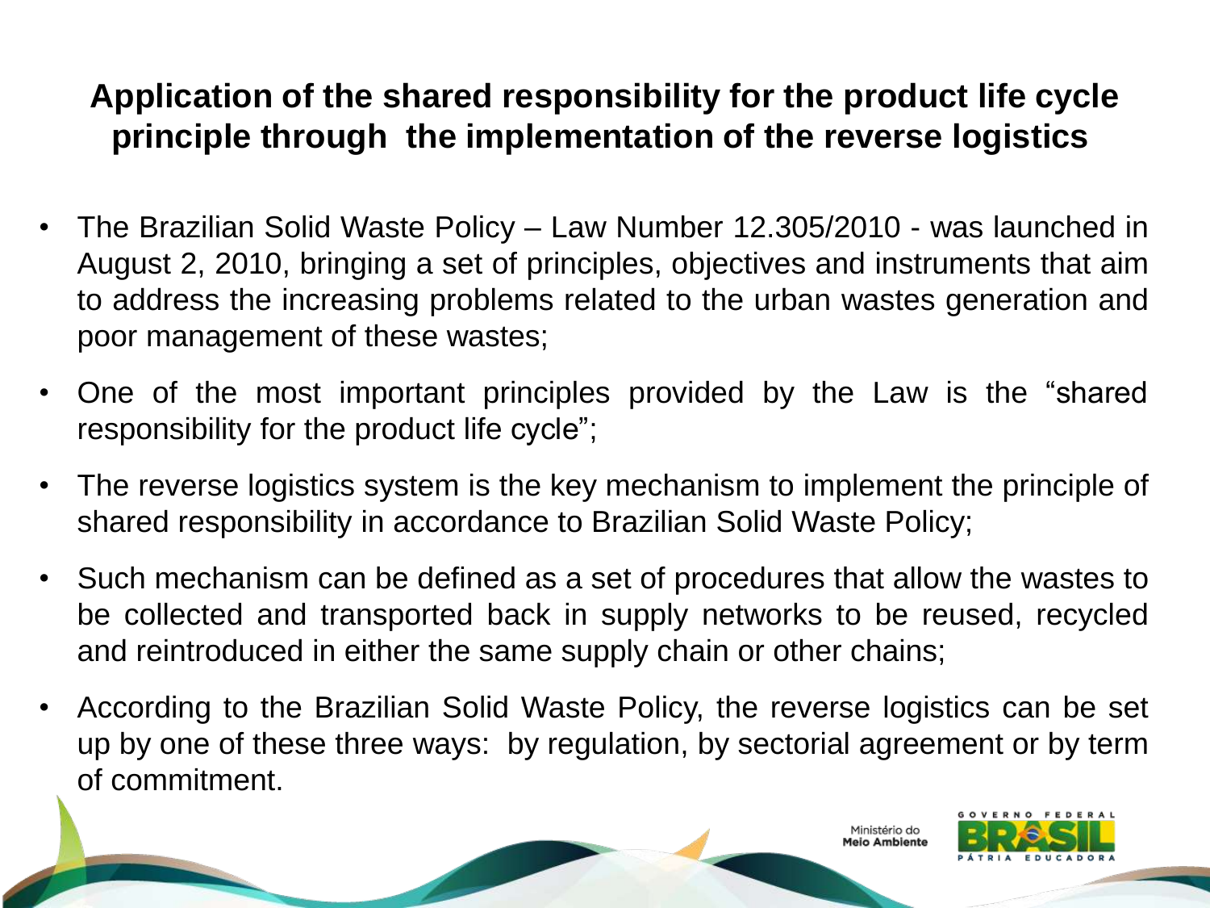## Application of the shared responsibility for the product life cycle principle through the implementation of the reverse logistics

- The Brazilian Solid Waste Policy – Law Number 12.305/2010 - was launched in August 2, 2010, bringing a set of principles, objectives and instruments that aim to address the increasing problems related to the urban wastes generation and poor management of these wastes;
- One of the most important principles provided by the Law is the "shared responsibility for the product life cycle";
- The reverse logistics system is the key mechanism to implement the principle of shared responsibility in accordance to Brazilian Solid Waste Policy;
- Such mechanism can be defined as a set of procedures that allow the wastes to be collected and transported back in supply networks to be reused, recycled and reintroduced in either the same supply chain or other chains;
- According to the Brazilian Solid Waste Policy, the reverse logistics can be set up by one of these three ways: by regulation, by sectorial agreement or by term of commitment.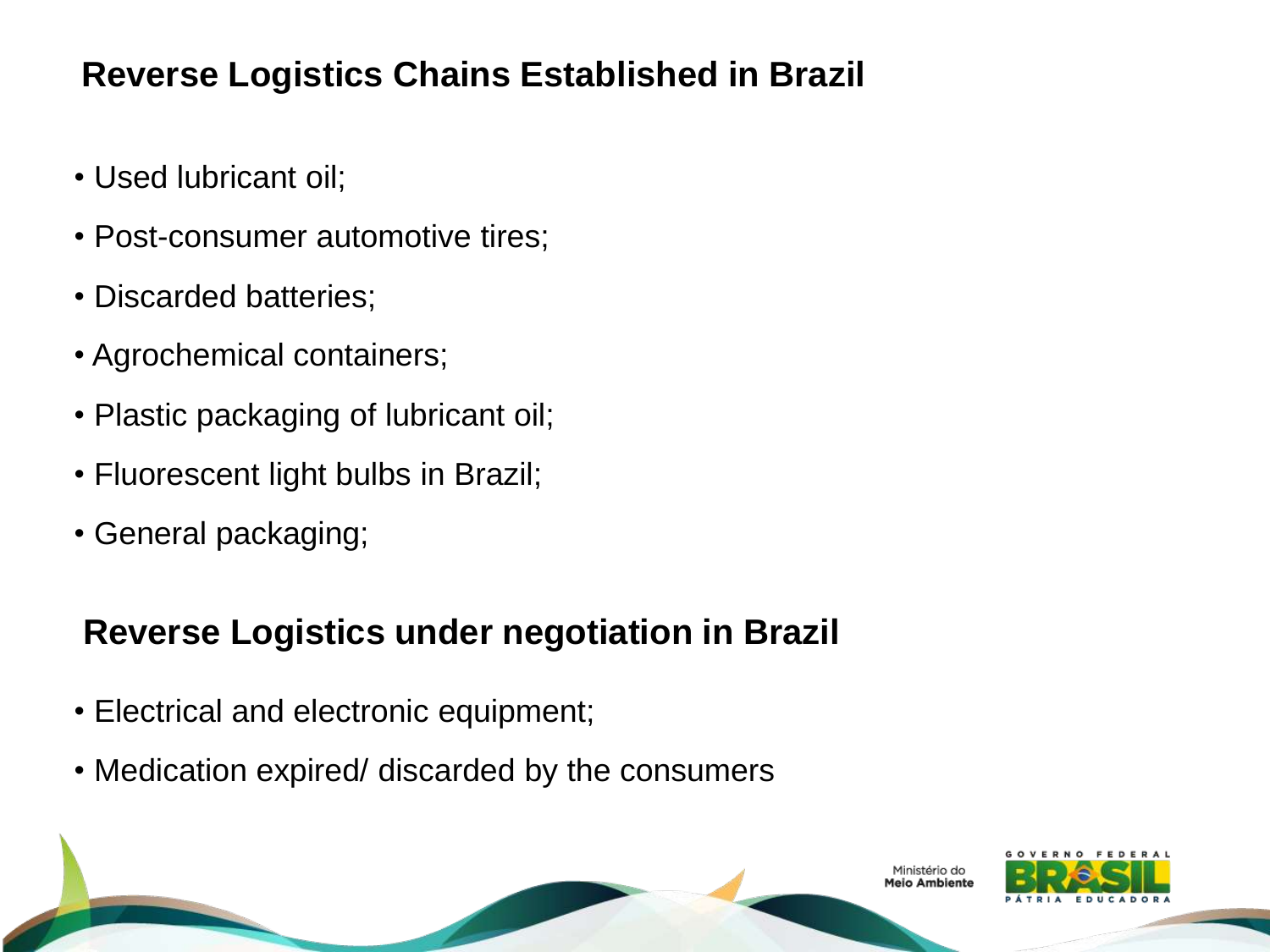## Reverse Logistics Chains Established in Brazil

- Used lubricant oil;
- Post-consumer automotive tires;
- Discarded batteries;
- Agrochemical containers;
- Plastic packaging of lubricant oil;
- Fluorescent light bulbs in Brazil;
- General packaging;

## Reverse Logistics under negotiation in Brazil

- Electrical and electronic equipment;
- Medication expired/ discarded by the consumers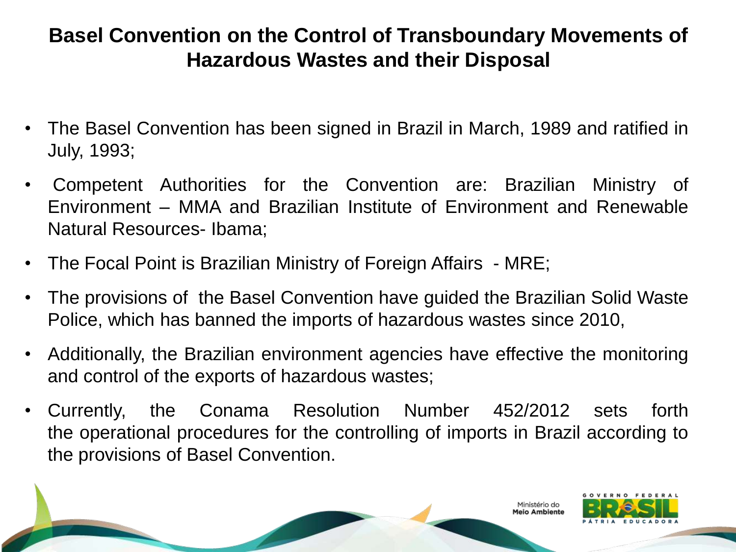# Basel Convention on the Control of Transboundary Movements of Hazardous Wastes and their Disposal

- The Basel Convention has been signed in Brazil in March, 1989 and ratified in July, 1993;
- Competent Authorities for the Convention are: Brazilian Ministry of Environment – MMA and Brazilian Institute of Environment and Renewable Natural Resources- Ibama;
- The Focal Point is Brazilian Ministry of Foreign Affairs - MRE;
- The provisions of the Basel Convention have guided the Brazilian Solid Waste Police, which has banned the imports of hazardous wastes since 2010,
- Additionally, the Brazilian environment agencies have effective the monitoring and control of the exports of hazardous wastes;
- Currently, the Conama Resolution Number 452/2012 sets forth the operational procedures for the controlling of imports in Brazil according to the provisions of Basel Convention.

Ministério do Meio Ambiente

GOVERNO FEDERAL BRASIL PÁTRIA EDUCADORA